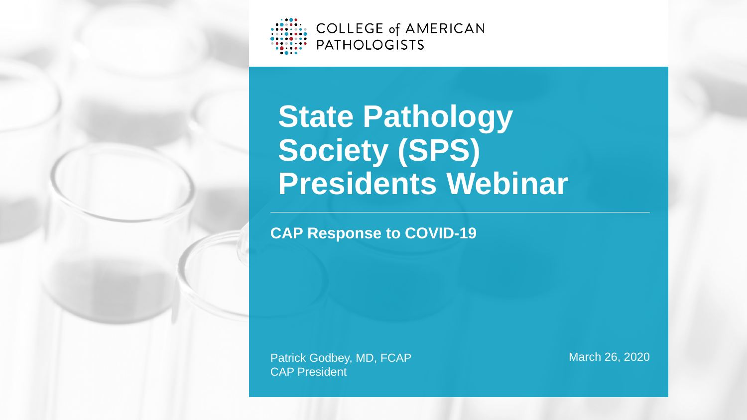COLLEGE of AMERICAN PATHOLOGISTS

# State Pathology Society (SPS) Presidents Webinar

## CAP Response to COVID-19

Patrick Godbey, MD, FCAP
CAP President

March 26, 2020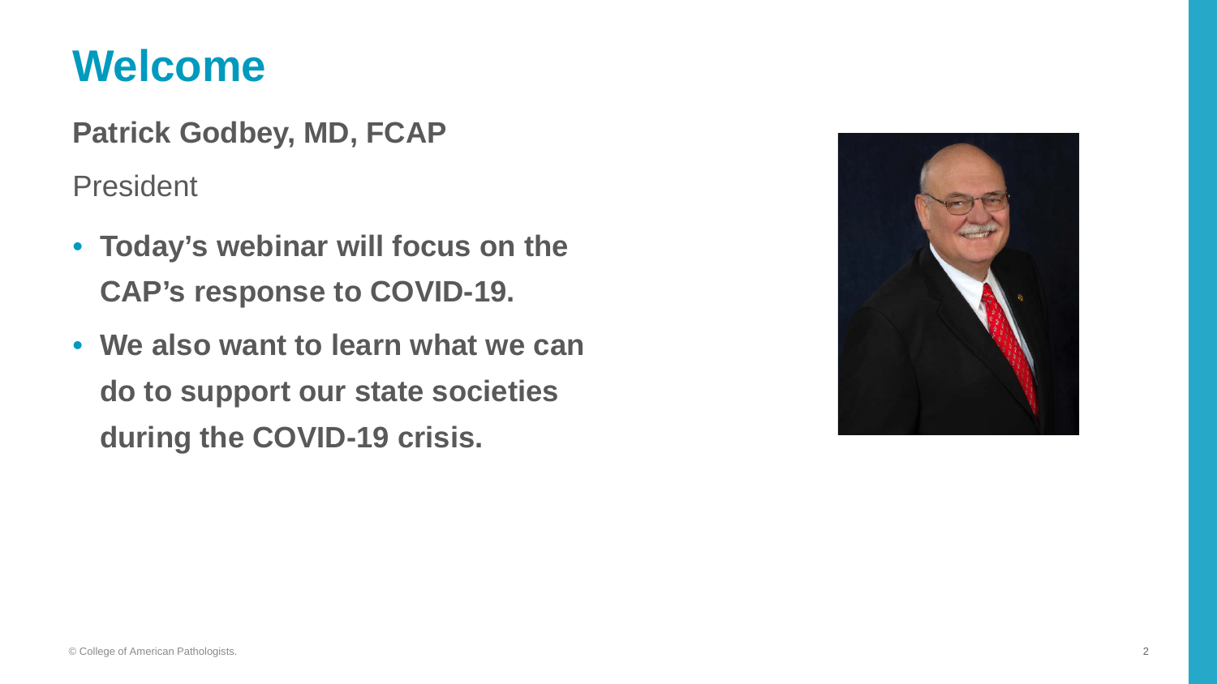# Welcome

**Patrick Godbey, MD, FCAP**

President

- **Today's webinar will focus on the CAP's response to COVID-19.**
- **We also want to learn what we can do to support our state societies during the COVID-19 crisis.**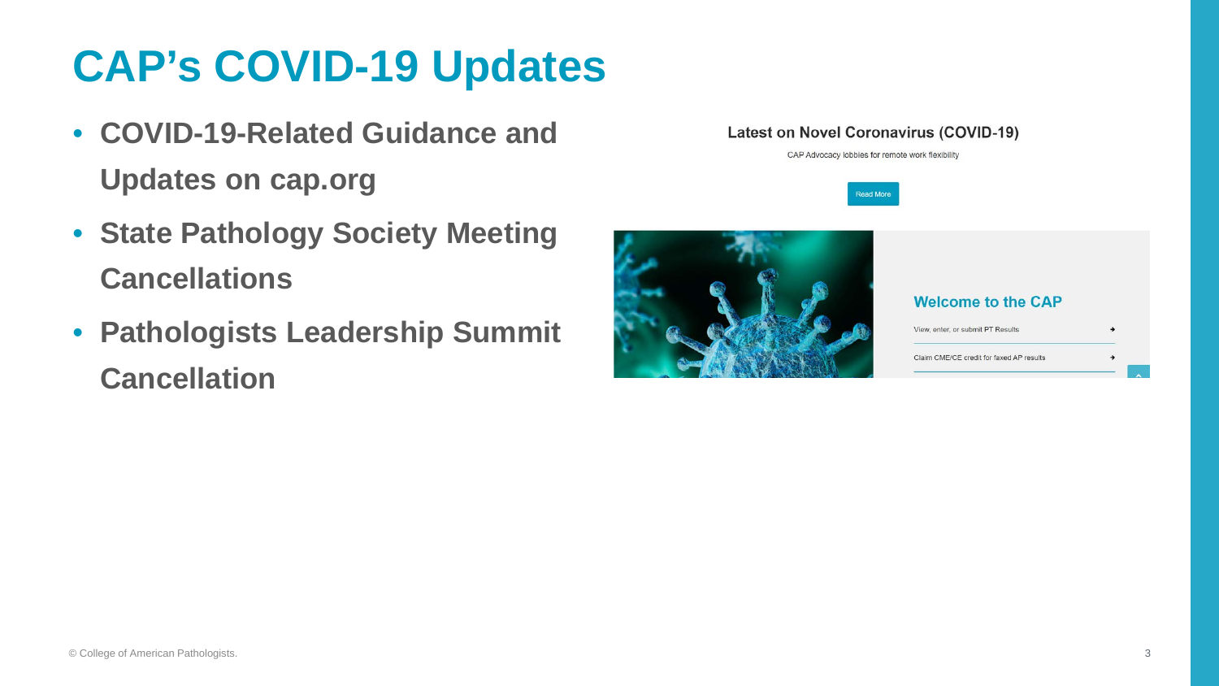# CAP's COVID-19 Updates

- **COVID-19-Related Guidance and Updates on cap.org**
- **State Pathology Society Meeting Cancellations**
- **Pathologists Leadership Summit Cancellation**

**Latest on Novel Coronavirus (COVID-19)**

CAP Advocacy lobbies for remote work flexibility

Read More

**Welcome to the CAP**

View, enter, or submit PT Results

Claim CME/CE credit for faxed AP results

© College of American Pathologists.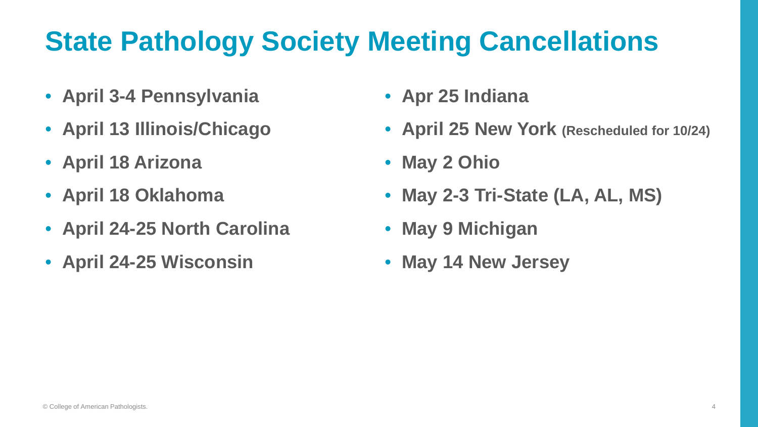# State Pathology Society Meeting Cancellations

- **April 3-4 Pennsylvania**
- **April 13 Illinois/Chicago**
- **April 18 Arizona**
- **April 18 Oklahoma**
- **April 24-25 North Carolina**
- **April 24-25 Wisconsin**
- **Apr 25 Indiana**
- **April 25 New York (Rescheduled for 10/24)**
- **May 2 Ohio**
- **May 2-3 Tri-State (LA, AL, MS)**
- **May 9 Michigan**
- **May 14 New Jersey**

© College of American Pathologists.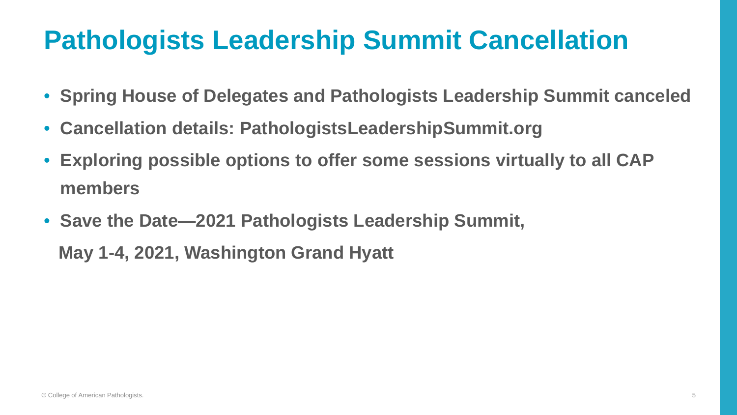# Pathologists Leadership Summit Cancellation

- **Spring House of Delegates and Pathologists Leadership Summit canceled**
- **Cancellation details: PathologistsLeadershipSummit.org**
- **Exploring possible options to offer some sessions virtually to all CAP members**
- **Save the Date—2021 Pathologists Leadership Summit, May 1-4, 2021, Washington Grand Hyatt**

© College of American Pathologists.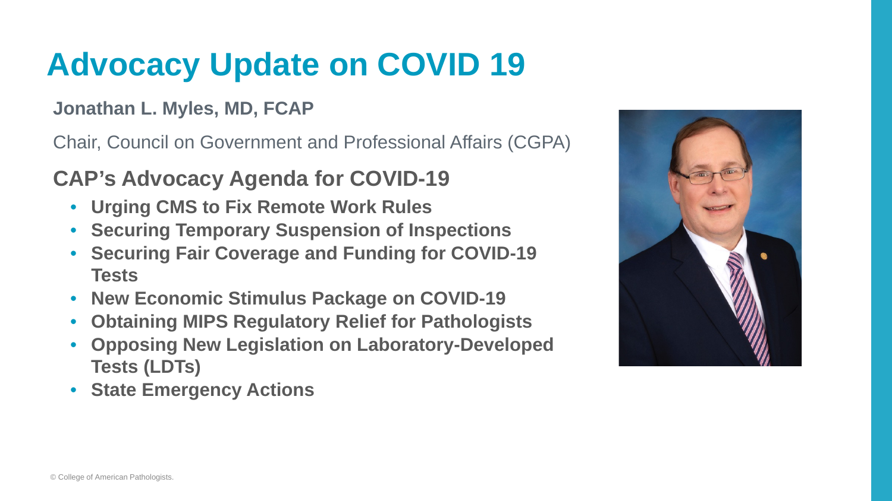# Advocacy Update on COVID 19

**Jonathan L. Myles, MD, FCAP**

Chair, Council on Government and Professional Affairs (CGPA)

## CAP's Advocacy Agenda for COVID-19

- **Urging CMS to Fix Remote Work Rules**
- **Securing Temporary Suspension of Inspections**
- **Securing Fair Coverage and Funding for COVID-19 Tests**
- **New Economic Stimulus Package on COVID-19**
- **Obtaining MIPS Regulatory Relief for Pathologists**
- **Opposing New Legislation on Laboratory-Developed Tests (LDTs)**
- **State Emergency Actions**

© College of American Pathologists.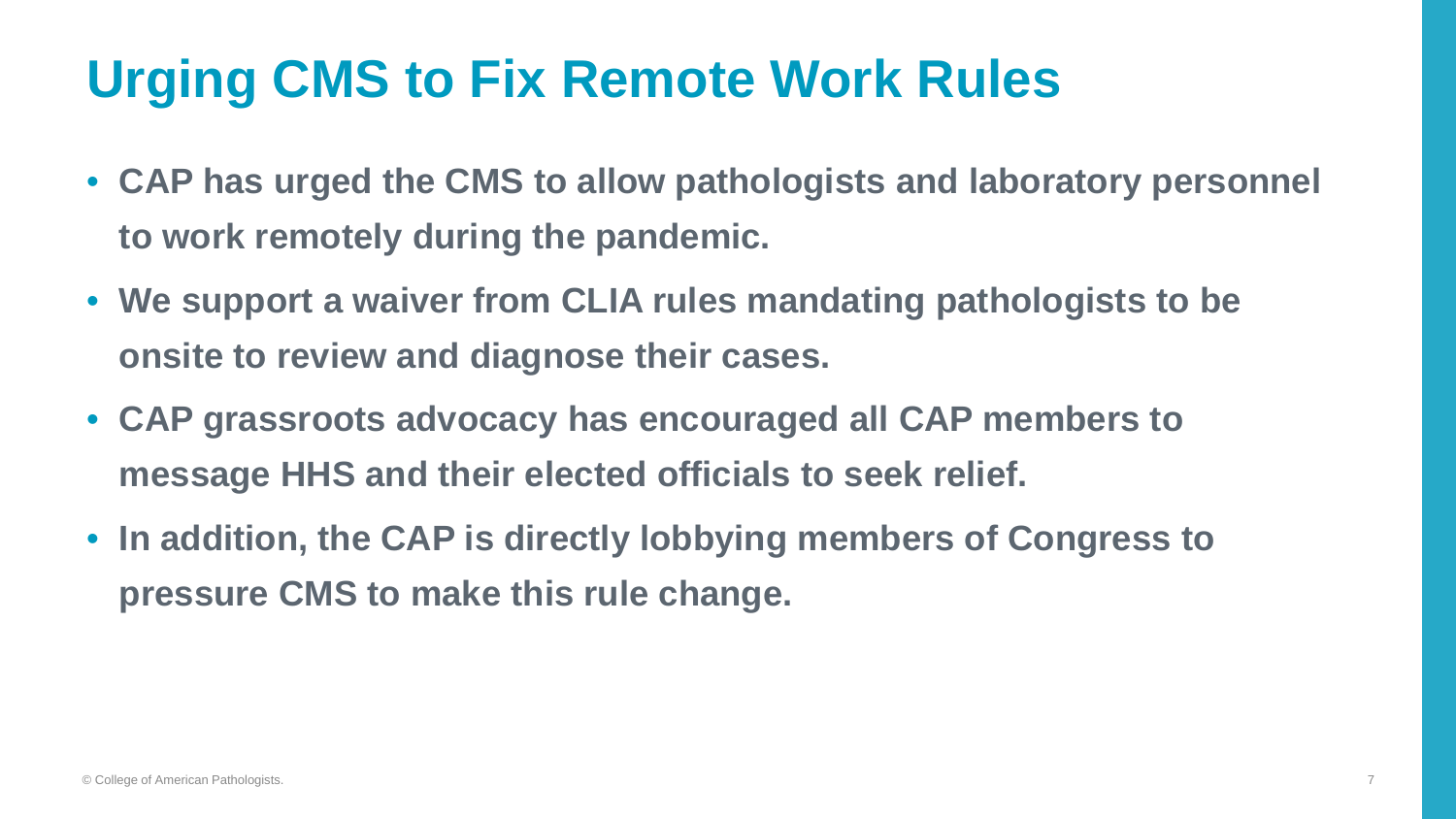# Urging CMS to Fix Remote Work Rules

- **CAP has urged the CMS to allow pathologists and laboratory personnel to work remotely during the pandemic.**
- **We support a waiver from CLIA rules mandating pathologists to be onsite to review and diagnose their cases.**
- **CAP grassroots advocacy has encouraged all CAP members to message HHS and their elected officials to seek relief.**
- **In addition, the CAP is directly lobbying members of Congress to pressure CMS to make this rule change.**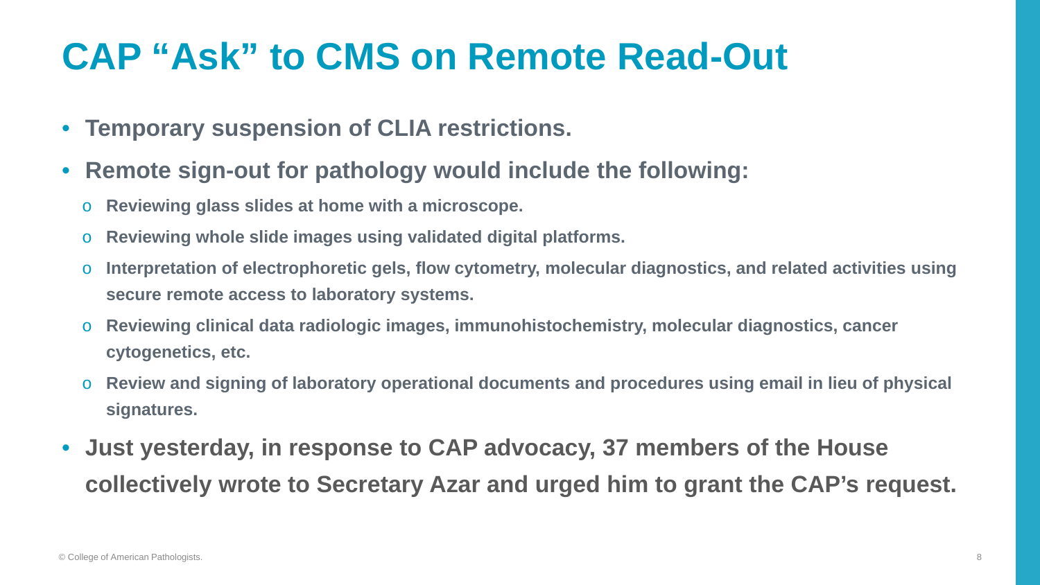# CAP "Ask" to CMS on Remote Read-Out

- **Temporary suspension of CLIA restrictions.**
- **Remote sign-out for pathology would include the following:**
  - **Reviewing glass slides at home with a microscope.**
  - **Reviewing whole slide images using validated digital platforms.**
  - **Interpretation of electrophoretic gels, flow cytometry, molecular diagnostics, and related activities using secure remote access to laboratory systems.**
  - **Reviewing clinical data radiologic images, immunohistochemistry, molecular diagnostics, cancer cytogenetics, etc.**
  - **Review and signing of laboratory operational documents and procedures using email in lieu of physical signatures.**
- **Just yesterday, in response to CAP advocacy, 37 members of the House collectively wrote to Secretary Azar and urged him to grant the CAP's request.**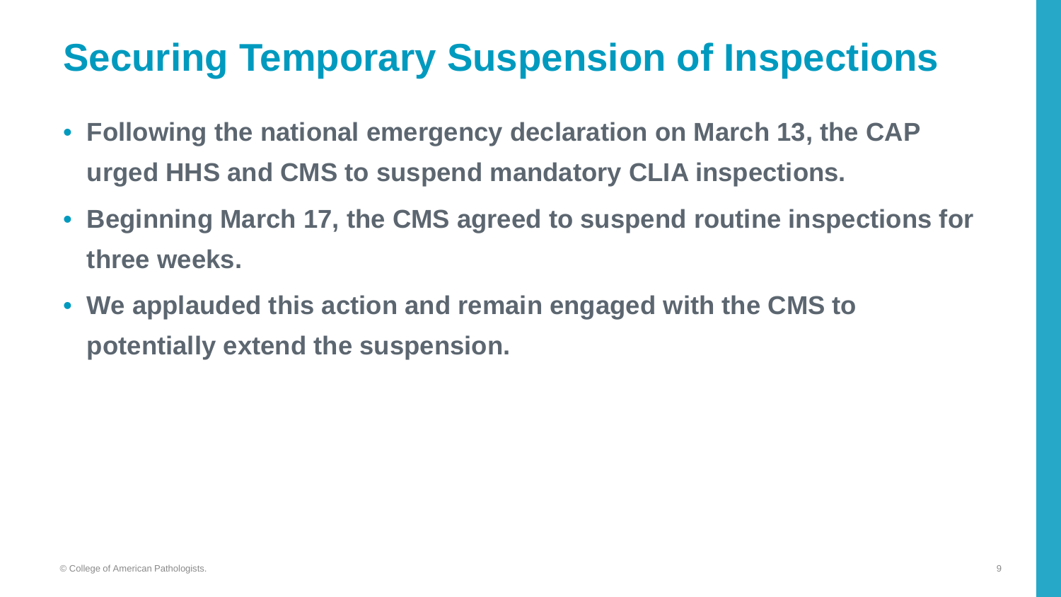# Securing Temporary Suspension of Inspections

- **Following the national emergency declaration on March 13, the CAP urged HHS and CMS to suspend mandatory CLIA inspections.**
- **Beginning March 17, the CMS agreed to suspend routine inspections for three weeks.**
- **We applauded this action and remain engaged with the CMS to potentially extend the suspension.**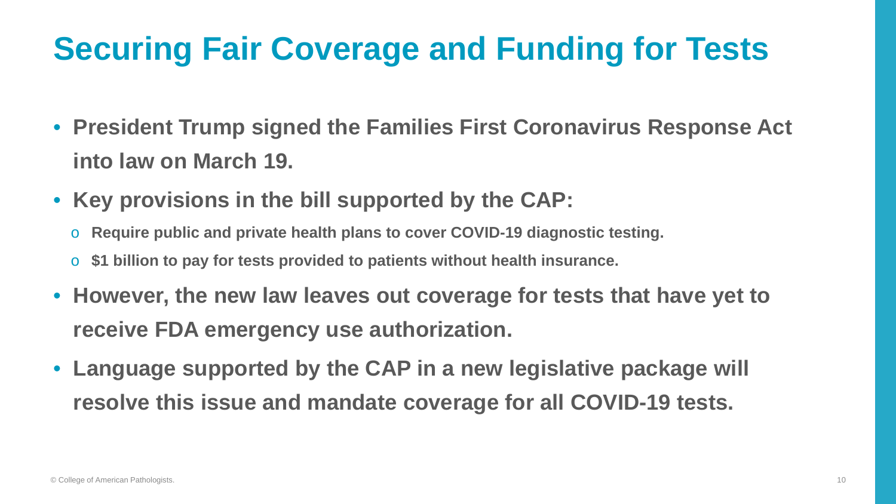# Securing Fair Coverage and Funding for Tests

- **President Trump signed the Families First Coronavirus Response Act into law on March 19.**
- **Key provisions in the bill supported by the CAP:**
  - **Require public and private health plans to cover COVID-19 diagnostic testing.**
  - **$1 billion to pay for tests provided to patients without health insurance.**
- **However, the new law leaves out coverage for tests that have yet to receive FDA emergency use authorization.**
- **Language supported by the CAP in a new legislative package will resolve this issue and mandate coverage for all COVID-19 tests.**

© College of American Pathologists.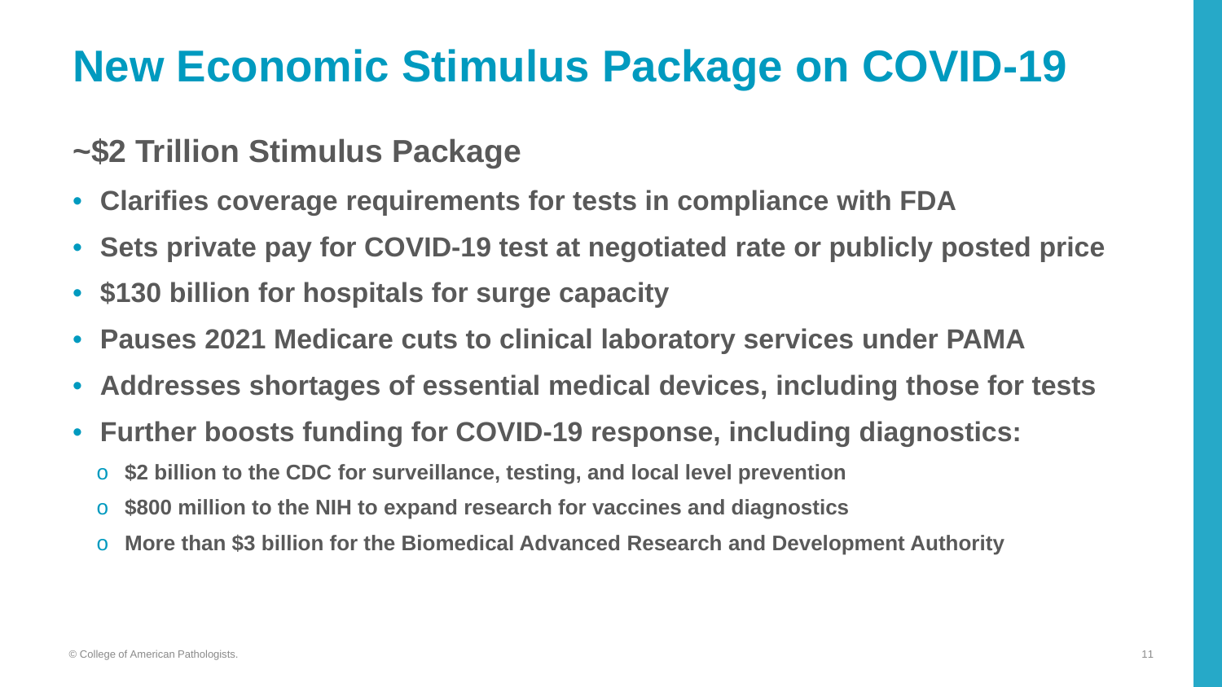# New Economic Stimulus Package on COVID-19

## ~$2 Trillion Stimulus Package

- **Clarifies coverage requirements for tests in compliance with FDA**
- **Sets private pay for COVID-19 test at negotiated rate or publicly posted price**
- **$130 billion for hospitals for surge capacity**
- **Pauses 2021 Medicare cuts to clinical laboratory services under PAMA**
- **Addresses shortages of essential medical devices, including those for tests**
- **Further boosts funding for COVID-19 response, including diagnostics:**
  - **$2 billion to the CDC for surveillance, testing, and local level prevention**
  - **$800 million to the NIH to expand research for vaccines and diagnostics**
  - **More than $3 billion for the Biomedical Advanced Research and Development Authority**

© College of American Pathologists.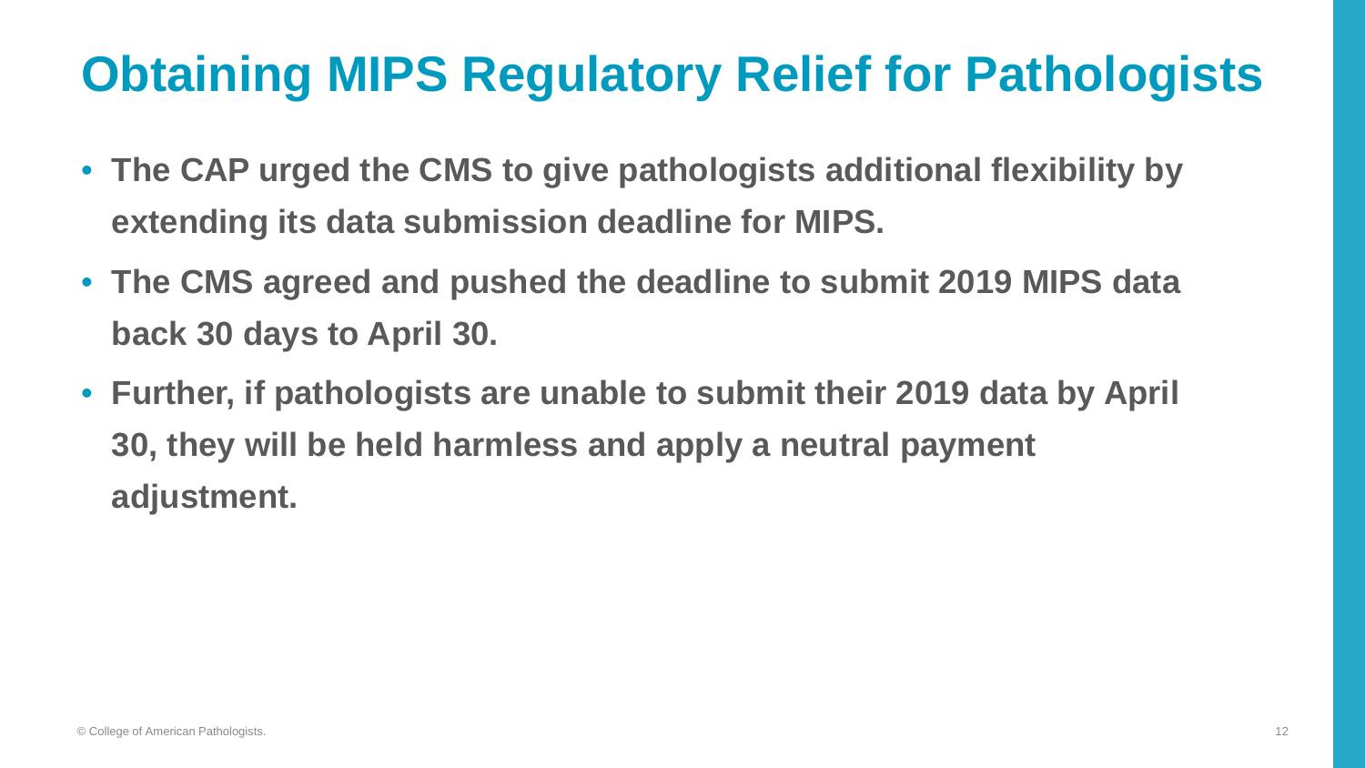# Obtaining MIPS Regulatory Relief for Pathologists

- **The CAP urged the CMS to give pathologists additional flexibility by extending its data submission deadline for MIPS.**
- **The CMS agreed and pushed the deadline to submit 2019 MIPS data back 30 days to April 30.**
- **Further, if pathologists are unable to submit their 2019 data by April 30, they will be held harmless and apply a neutral payment adjustment.**

© College of American Pathologists.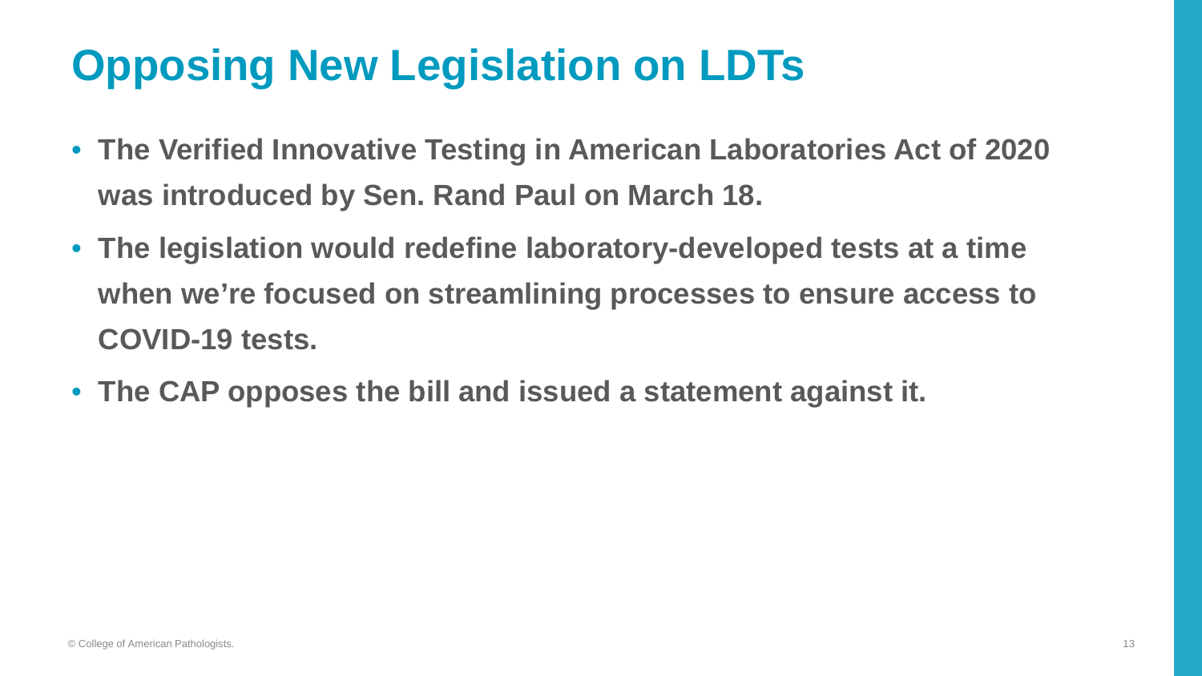# Opposing New Legislation on LDTs

- **The Verified Innovative Testing in American Laboratories Act of 2020 was introduced by Sen. Rand Paul on March 18.**
- **The legislation would redefine laboratory-developed tests at a time when we're focused on streamlining processes to ensure access to COVID-19 tests.**
- **The CAP opposes the bill and issued a statement against it.**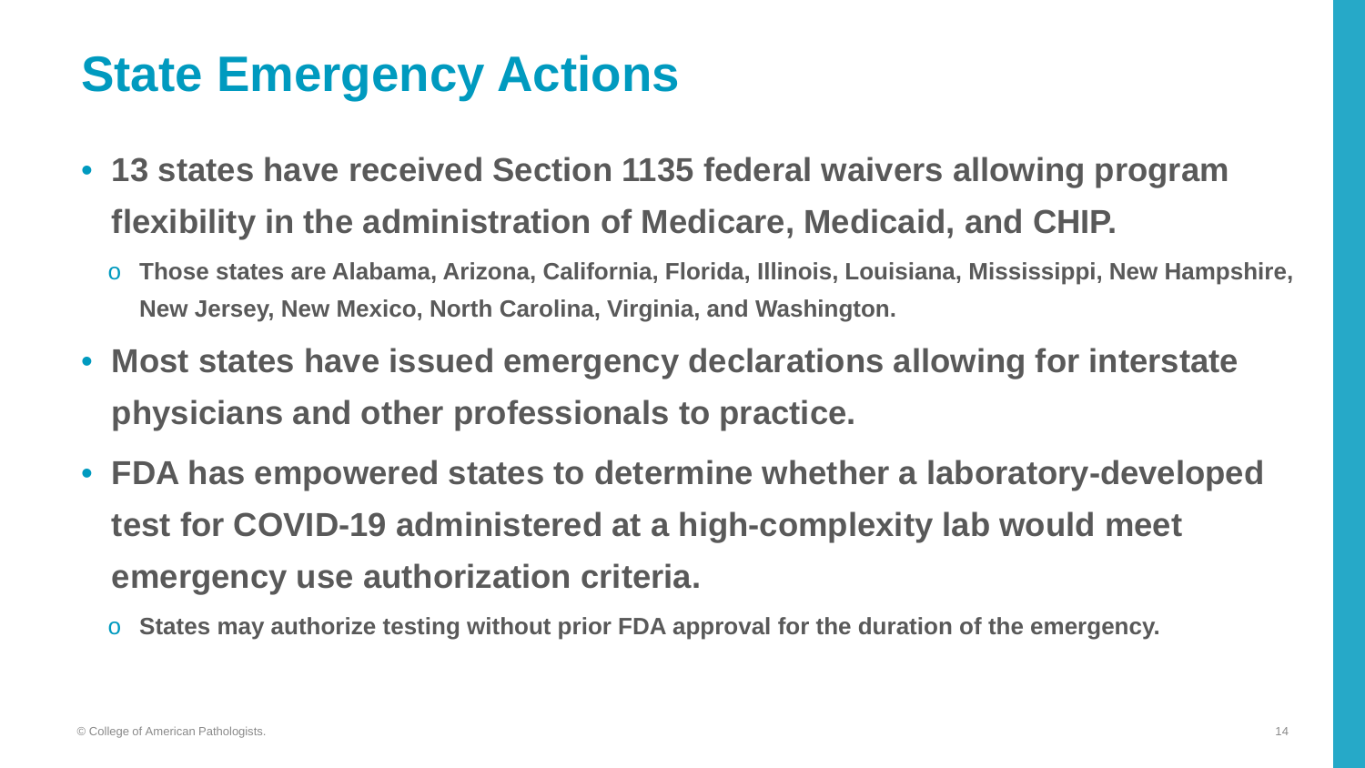# State Emergency Actions

- **13 states have received Section 1135 federal waivers allowing program flexibility in the administration of Medicare, Medicaid, and CHIP.**
  - **Those states are Alabama, Arizona, California, Florida, Illinois, Louisiana, Mississippi, New Hampshire, New Jersey, New Mexico, North Carolina, Virginia, and Washington.**
- **Most states have issued emergency declarations allowing for interstate physicians and other professionals to practice.**
- **FDA has empowered states to determine whether a laboratory-developed test for COVID-19 administered at a high-complexity lab would meet emergency use authorization criteria.**
  - **States may authorize testing without prior FDA approval for the duration of the emergency.**

© College of American Pathologists.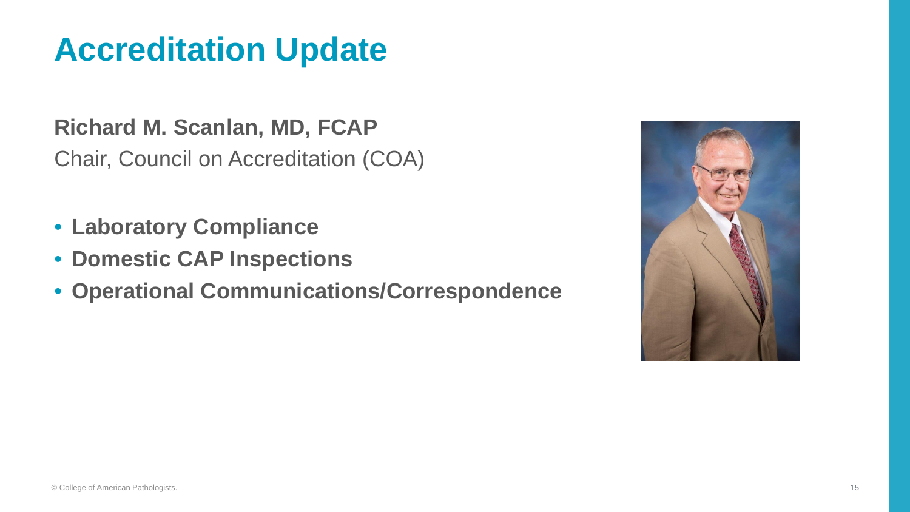# Accreditation Update

**Richard M. Scanlan, MD, FCAP**
Chair, Council on Accreditation (COA)

- **Laboratory Compliance**
- **Domestic CAP Inspections**
- **Operational Communications/Correspondence**

© College of American Pathologists.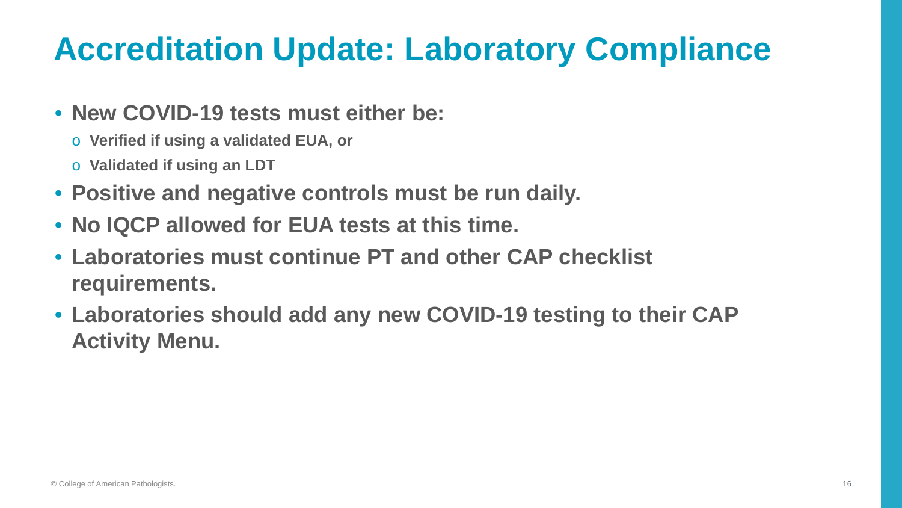# Accreditation Update: Laboratory Compliance

- **New COVID-19 tests must either be:**
  - **Verified if using a validated EUA, or**
  - **Validated if using an LDT**
- **Positive and negative controls must be run daily.**
- **No IQCP allowed for EUA tests at this time.**
- **Laboratories must continue PT and other CAP checklist requirements.**
- **Laboratories should add any new COVID-19 testing to their CAP Activity Menu.**

© College of American Pathologists.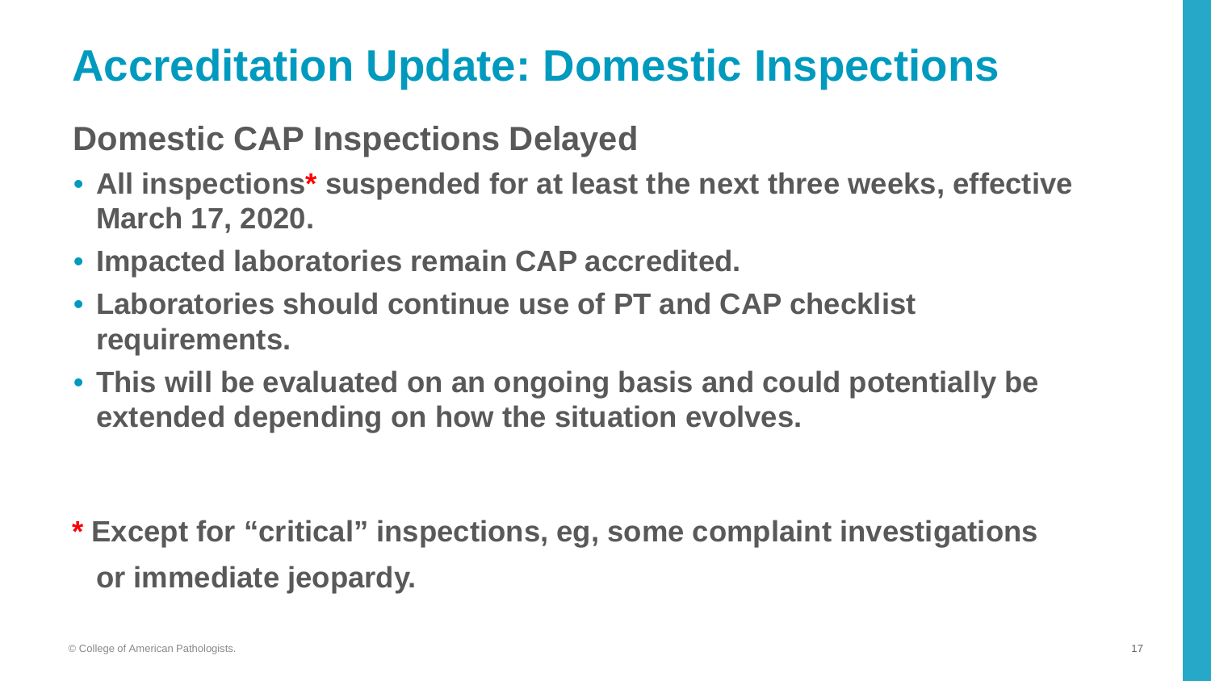# Accreditation Update: Domestic Inspections

## Domestic CAP Inspections Delayed

- **All inspections* suspended for at least the next three weeks, effective March 17, 2020.**
- **Impacted laboratories remain CAP accredited.**
- **Laboratories should continue use of PT and CAP checklist requirements.**
- **This will be evaluated on an ongoing basis and could potentially be extended depending on how the situation evolves.**

**\* Except for "critical" inspections, eg, some complaint investigations or immediate jeopardy.**

© College of American Pathologists.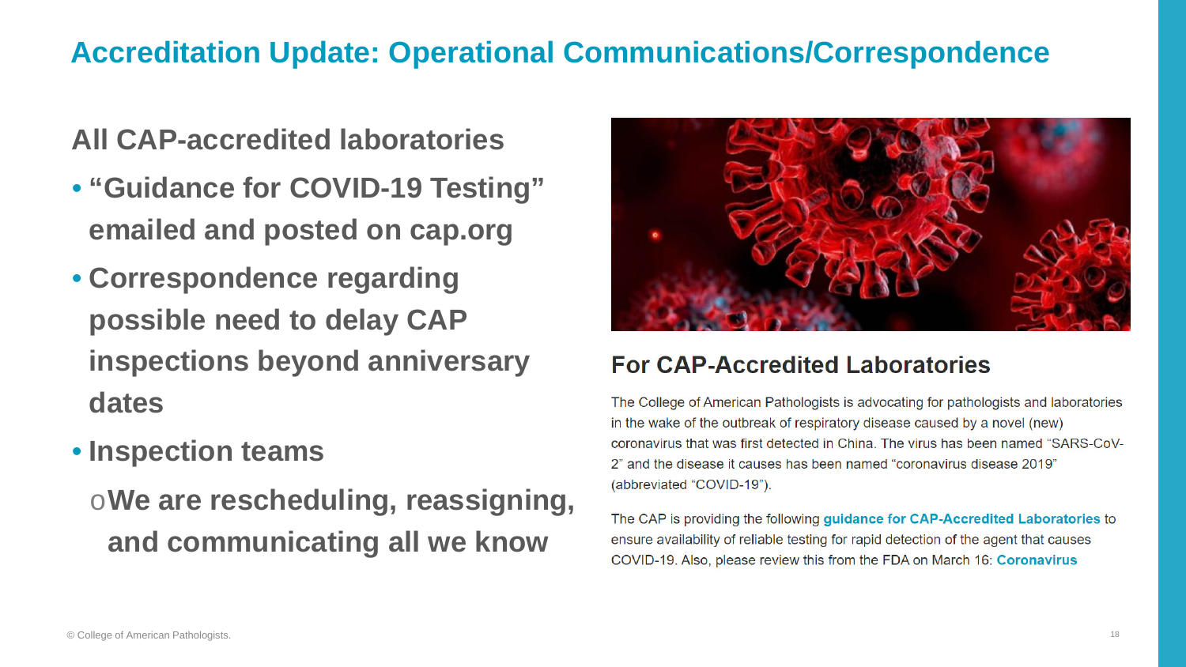# Accreditation Update: Operational Communications/Correspondence

**All CAP-accredited laboratories**

- **"Guidance for COVID-19 Testing" emailed and posted on cap.org**
- **Correspondence regarding possible need to delay CAP inspections beyond anniversary dates**
- **Inspection teams**
  - **We are rescheduling, reassigning, and communicating all we know**

## For CAP-Accredited Laboratories

The College of American Pathologists is advocating for pathologists and laboratories in the wake of the outbreak of respiratory disease caused by a novel (new) coronavirus that was first detected in China. The virus has been named "SARS-CoV-2" and the disease it causes has been named "coronavirus disease 2019" (abbreviated "COVID-19").

The CAP is providing the following **guidance for CAP-Accredited Laboratories** to ensure availability of reliable testing for rapid detection of the agent that causes COVID-19. Also, please review this from the FDA on March 16: **Coronavirus**

© College of American Pathologists.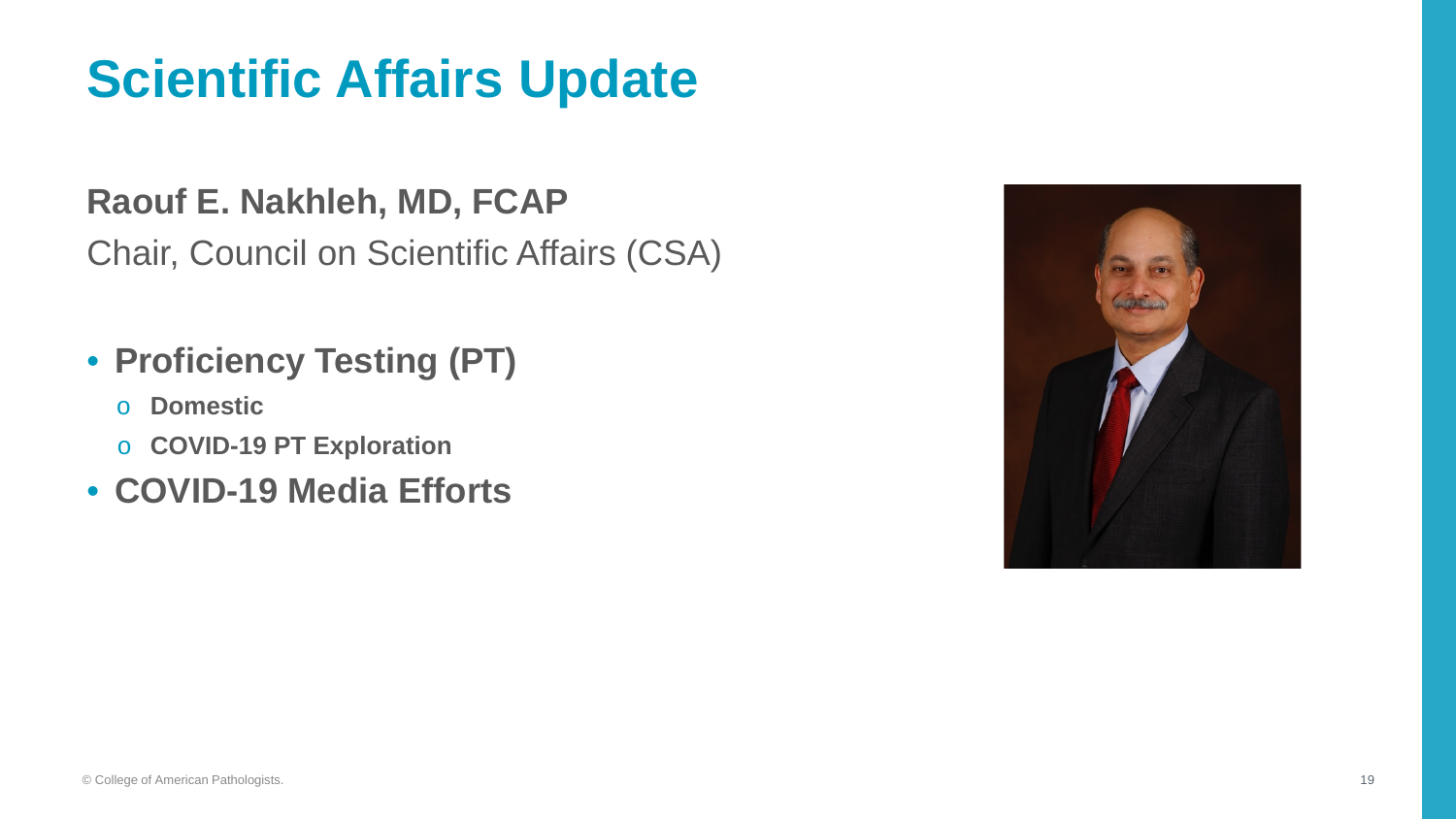# Scientific Affairs Update

**Raouf E. Nakhleh, MD, FCAP**

Chair, Council on Scientific Affairs (CSA)

- **Proficiency Testing (PT)**
  - **Domestic**
  - **COVID-19 PT Exploration**
- **COVID-19 Media Efforts**

© College of American Pathologists.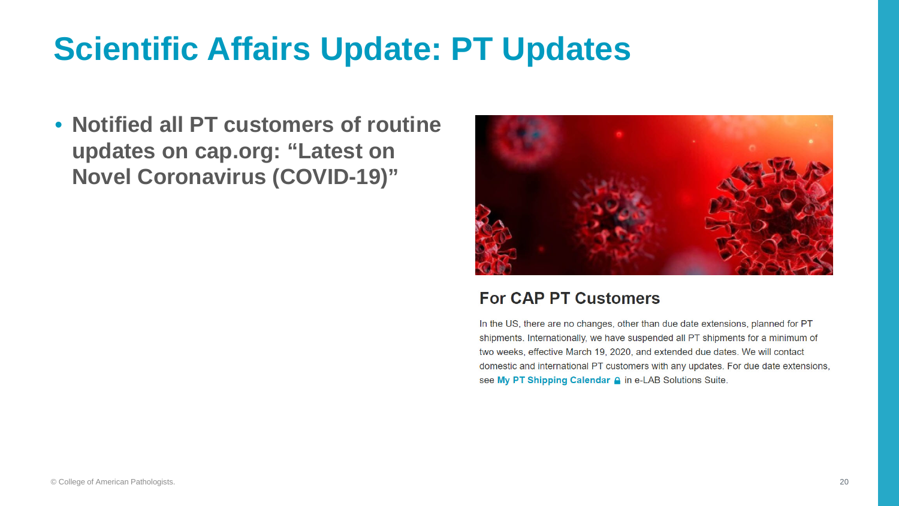# Scientific Affairs Update: PT Updates

- **Notified all PT customers of routine updates on cap.org: "Latest on Novel Coronavirus (COVID-19)"**

## For CAP PT Customers

In the US, there are no changes, other than due date extensions, planned for PT shipments. Internationally, we have suspended all PT shipments for a minimum of two weeks, effective March 19, 2020, and extended due dates. We will contact domestic and international PT customers with any updates. For due date extensions, see **My PT Shipping Calendar** in e-LAB Solutions Suite.

© College of American Pathologists.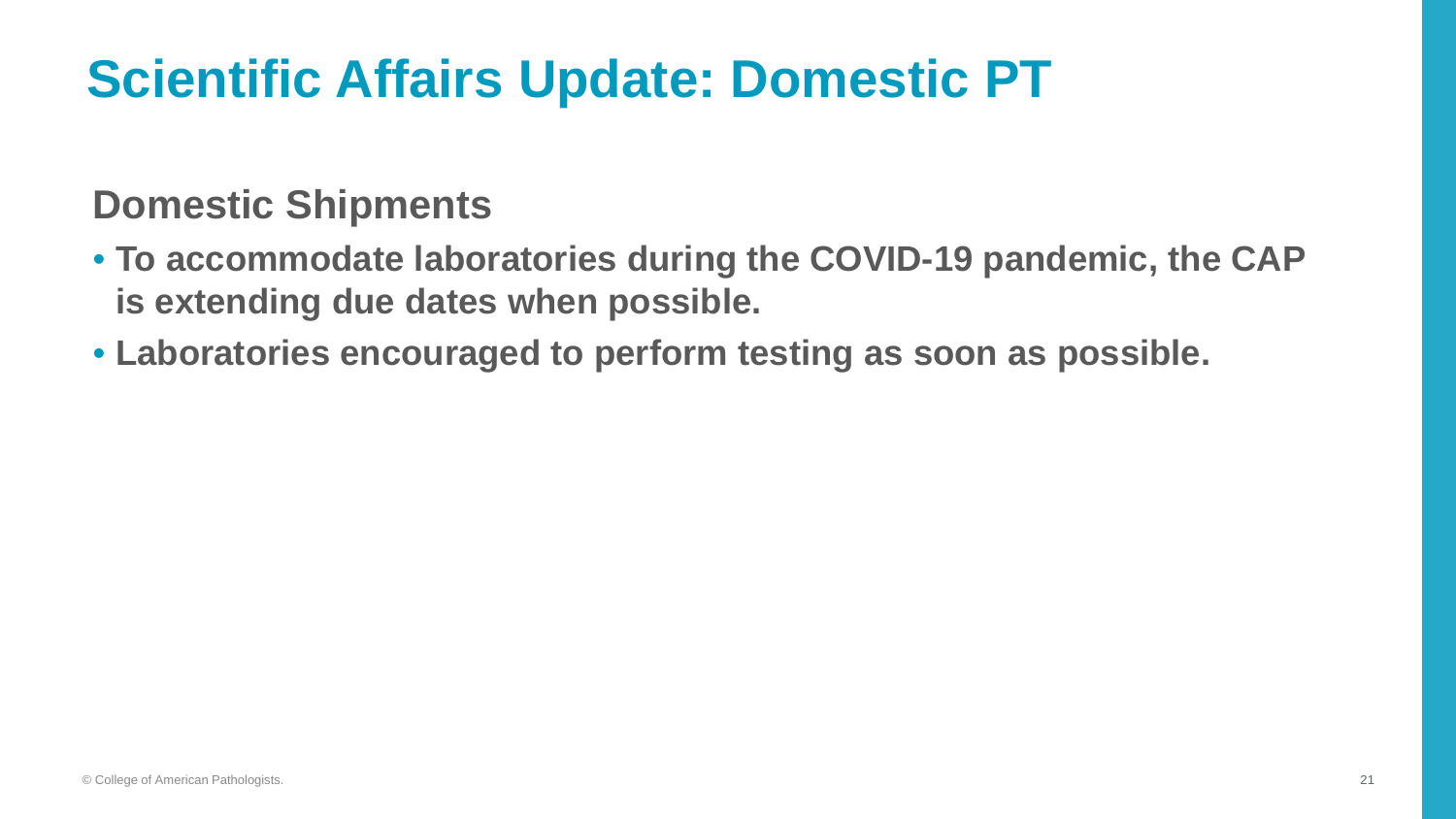# Scientific Affairs Update: Domestic PT

## Domestic Shipments

- **To accommodate laboratories during the COVID-19 pandemic, the CAP is extending due dates when possible.**
- **Laboratories encouraged to perform testing as soon as possible.**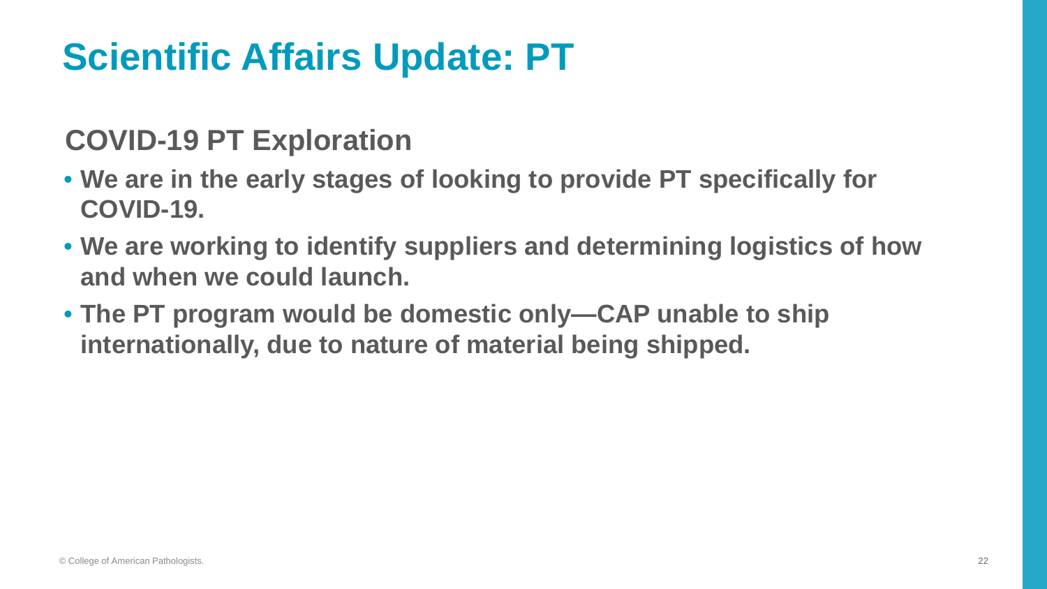# Scientific Affairs Update: PT

## COVID-19 PT Exploration

- We are in the early stages of looking to provide PT specifically for COVID-19.
- We are working to identify suppliers and determining logistics of how and when we could launch.
- The PT program would be domestic only—CAP unable to ship internationally, due to nature of material being shipped.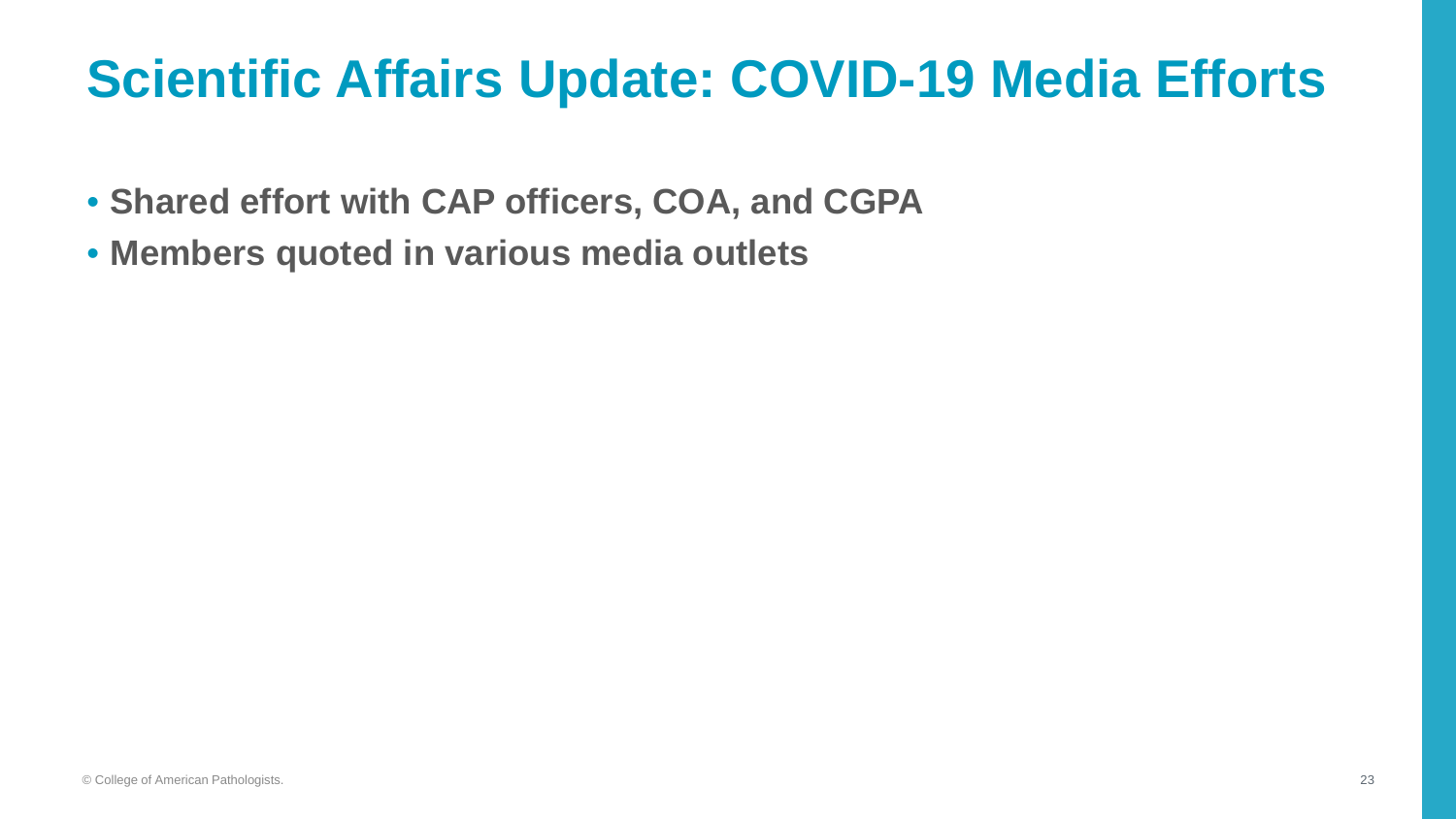# Scientific Affairs Update: COVID-19 Media Efforts

- **Shared effort with CAP officers, COA, and CGPA**
- **Members quoted in various media outlets**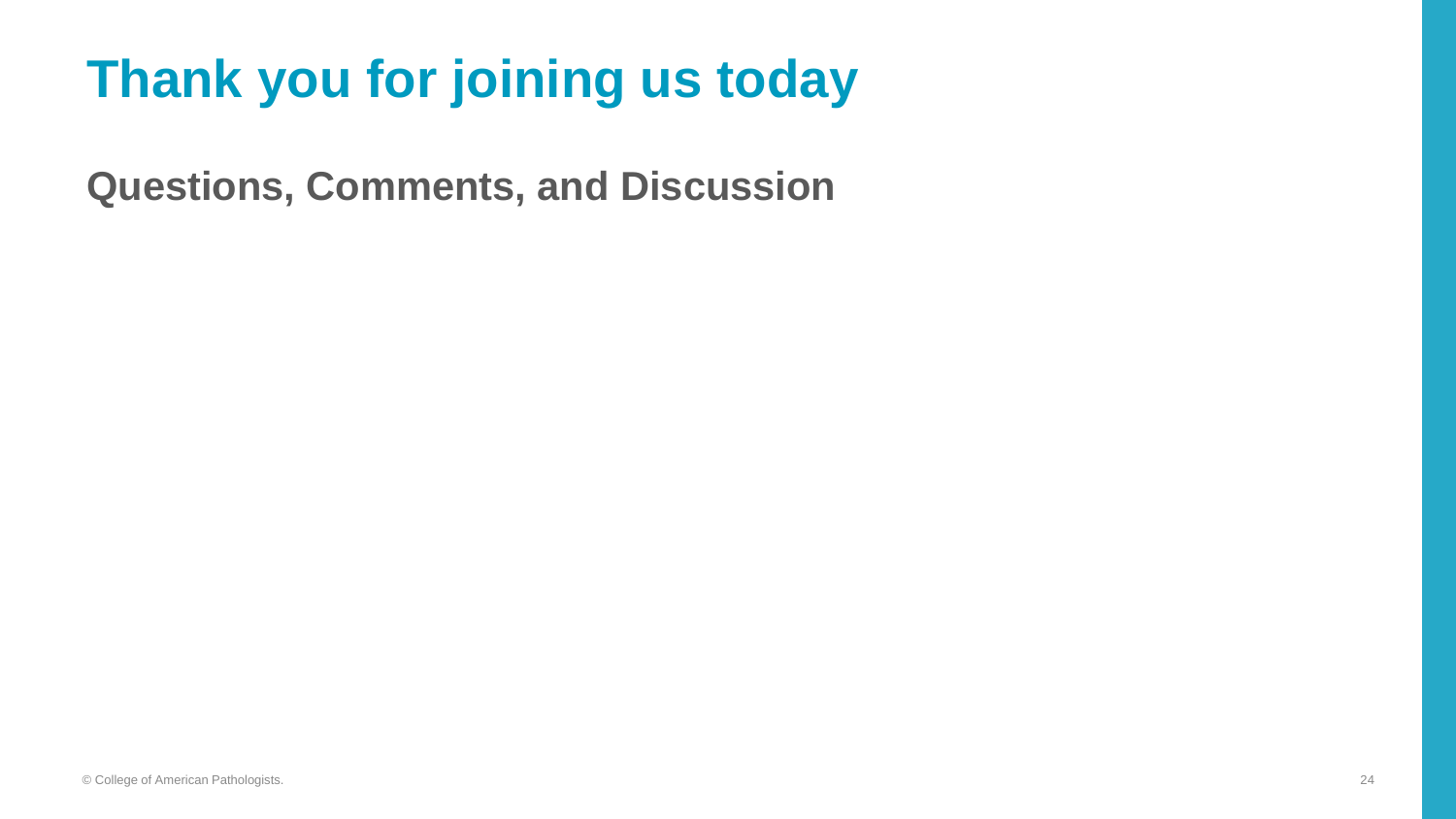# Thank you for joining us today

## Questions, Comments, and Discussion